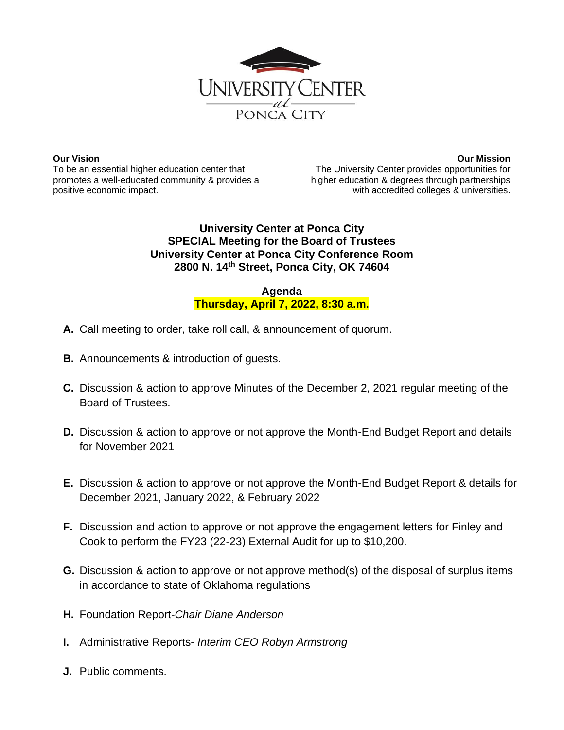# UNIVERSITY CENTER
*at*
PONCA CITY

**Our Vision**
To be an essential higher education center that promotes a well-educated community & provides a positive economic impact.

**Our Mission**
The University Center provides opportunities for higher education & degrees through partnerships with accredited colleges & universities.

**University Center at Ponca City**
**SPECIAL Meeting for the Board of Trustees**
**University Center at Ponca City Conference Room**
**2800 N. 14th Street, Ponca City, OK 74604**

**Agenda**
**Thursday, April 7, 2022, 8:30 a.m.**

**A.** Call meeting to order, take roll call, & announcement of quorum.

**B.** Announcements & introduction of guests.

**C.** Discussion & action to approve Minutes of the December 2, 2021 regular meeting of the Board of Trustees.

**D.** Discussion & action to approve or not approve the Month-End Budget Report and details for November 2021

**E.** Discussion & action to approve or not approve the Month-End Budget Report & details for December 2021, January 2022, & February 2022

**F.** Discussion and action to approve or not approve the engagement letters for Finley and Cook to perform the FY23 (22-23) External Audit for up to $10,200.

**G.** Discussion & action to approve or not approve method(s) of the disposal of surplus items in accordance to state of Oklahoma regulations

**H.** Foundation Report-*Chair Diane Anderson*

**I.** Administrative Reports- *Interim CEO Robyn Armstrong*

**J.** Public comments.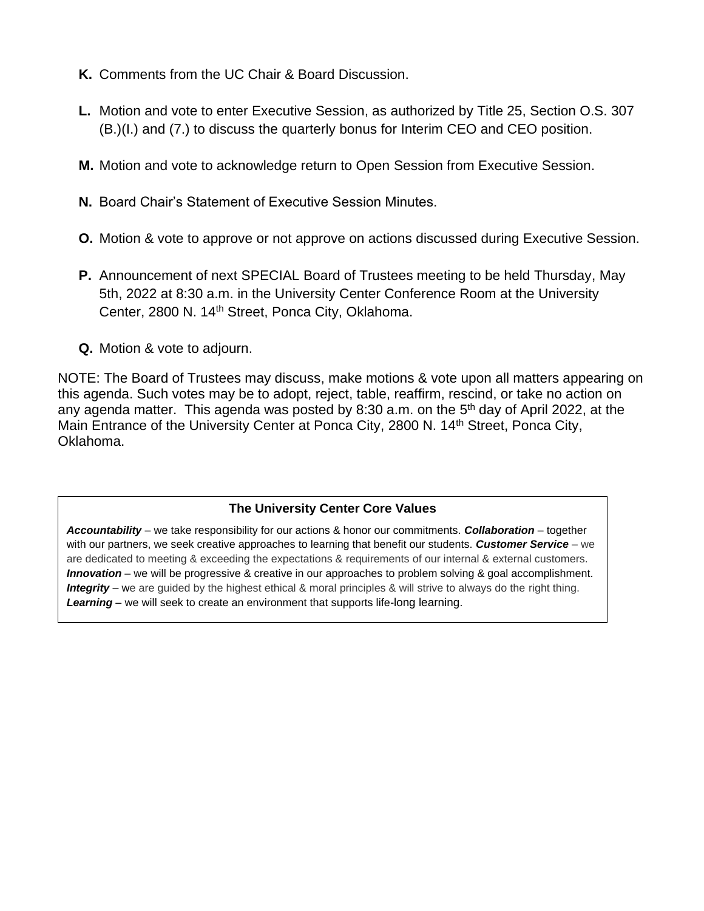**K.** Comments from the UC Chair & Board Discussion.

**L.** Motion and vote to enter Executive Session, as authorized by Title 25, Section O.S. 307 (B.)(I.) and (7.) to discuss the quarterly bonus for Interim CEO and CEO position.

**M.** Motion and vote to acknowledge return to Open Session from Executive Session.

**N.** Board Chair's Statement of Executive Session Minutes.

**O.** Motion & vote to approve or not approve on actions discussed during Executive Session.

**P.** Announcement of next SPECIAL Board of Trustees meeting to be held Thursday, May 5th, 2022 at 8:30 a.m. in the University Center Conference Room at the University Center, 2800 N. 14th Street, Ponca City, Oklahoma.

**Q.** Motion & vote to adjourn.

NOTE: The Board of Trustees may discuss, make motions & vote upon all matters appearing on this agenda. Such votes may be to adopt, reject, table, reaffirm, rescind, or take no action on any agenda matter. This agenda was posted by 8:30 a.m. on the 5th day of April 2022, at the Main Entrance of the University Center at Ponca City, 2800 N. 14th Street, Ponca City, Oklahoma.

**The University Center Core Values**

***Accountability*** – we take responsibility for our actions & honor our commitments. ***Collaboration*** – together with our partners, we seek creative approaches to learning that benefit our students. ***Customer Service*** – we are dedicated to meeting & exceeding the expectations & requirements of our internal & external customers. ***Innovation*** – we will be progressive & creative in our approaches to problem solving & goal accomplishment. ***Integrity*** – we are guided by the highest ethical & moral principles & will strive to always do the right thing. ***Learning*** – we will seek to create an environment that supports life-long learning.